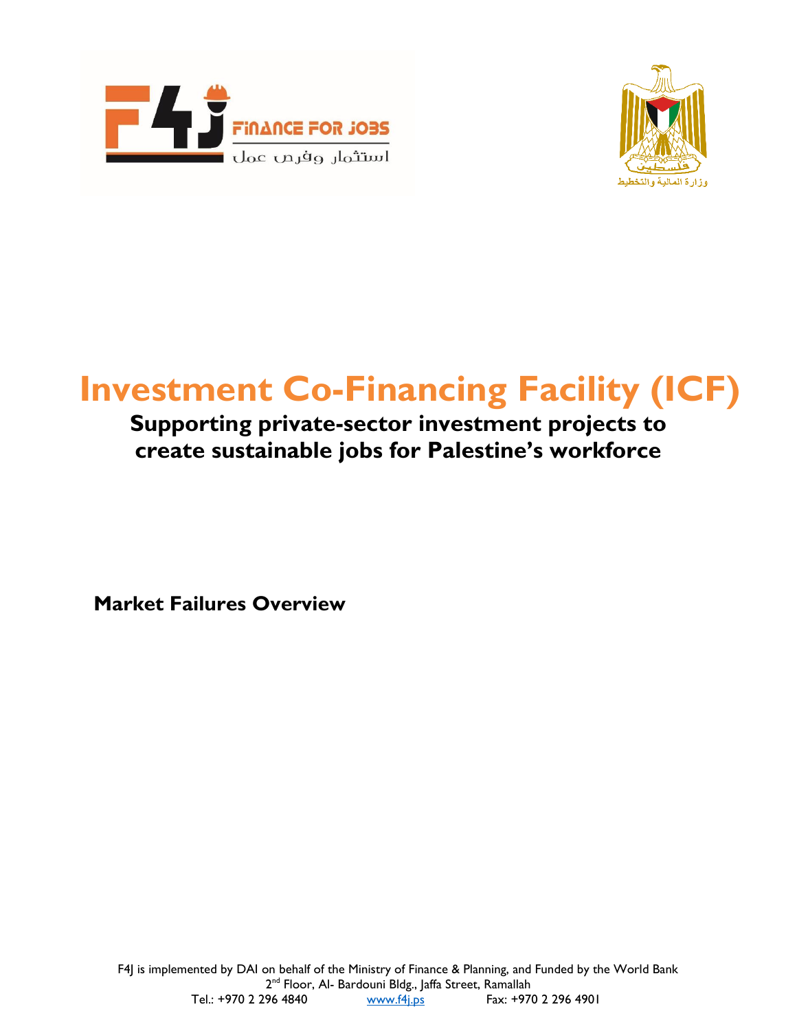# Investment Co-Financing Facility (ICF)

## Supporting private-sector investment projects to create sustainable jobs for Palestine's workforce

**Market Failures Overview**

F4J is implemented by DAI on behalf of the Ministry of Finance & Planning, and Funded by the World Bank
2nd Floor, Al- Bardouni Bldg., Jaffa Street, Ramallah
Tel.: +970 2 296 4840 www.f4j.ps Fax: +970 2 296 4901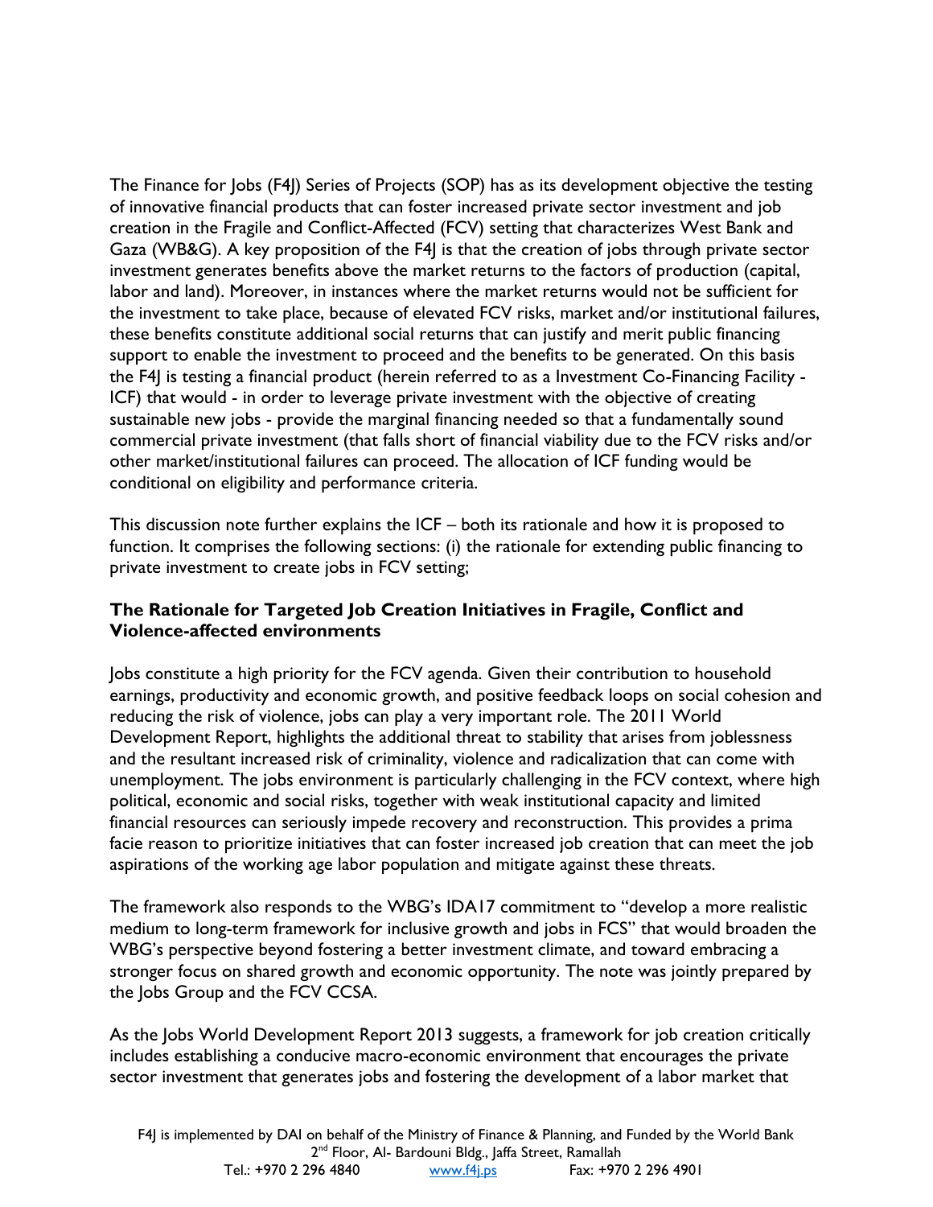The Finance for Jobs (F4J) Series of Projects (SOP) has as its development objective the testing of innovative financial products that can foster increased private sector investment and job creation in the Fragile and Conflict-Affected (FCV) setting that characterizes West Bank and Gaza (WB&G). A key proposition of the F4J is that the creation of jobs through private sector investment generates benefits above the market returns to the factors of production (capital, labor and land). Moreover, in instances where the market returns would not be sufficient for the investment to take place, because of elevated FCV risks, market and/or institutional failures, these benefits constitute additional social returns that can justify and merit public financing support to enable the investment to proceed and the benefits to be generated. On this basis the F4J is testing a financial product (herein referred to as a Investment Co-Financing Facility - ICF) that would - in order to leverage private investment with the objective of creating sustainable new jobs - provide the marginal financing needed so that a fundamentally sound commercial private investment (that falls short of financial viability due to the FCV risks and/or other market/institutional failures can proceed. The allocation of ICF funding would be conditional on eligibility and performance criteria.

This discussion note further explains the ICF – both its rationale and how it is proposed to function. It comprises the following sections: (i) the rationale for extending public financing to private investment to create jobs in FCV setting;

**The Rationale for Targeted Job Creation Initiatives in Fragile, Conflict and Violence-affected environments**

Jobs constitute a high priority for the FCV agenda. Given their contribution to household earnings, productivity and economic growth, and positive feedback loops on social cohesion and reducing the risk of violence, jobs can play a very important role. The 2011 World Development Report, highlights the additional threat to stability that arises from joblessness and the resultant increased risk of criminality, violence and radicalization that can come with unemployment. The jobs environment is particularly challenging in the FCV context, where high political, economic and social risks, together with weak institutional capacity and limited financial resources can seriously impede recovery and reconstruction. This provides a prima facie reason to prioritize initiatives that can foster increased job creation that can meet the job aspirations of the working age labor population and mitigate against these threats.

The framework also responds to the WBG's IDA17 commitment to "develop a more realistic medium to long-term framework for inclusive growth and jobs in FCS" that would broaden the WBG's perspective beyond fostering a better investment climate, and toward embracing a stronger focus on shared growth and economic opportunity. The note was jointly prepared by the Jobs Group and the FCV CCSA.

As the Jobs World Development Report 2013 suggests, a framework for job creation critically includes establishing a conducive macro-economic environment that encourages the private sector investment that generates jobs and fostering the development of a labor market that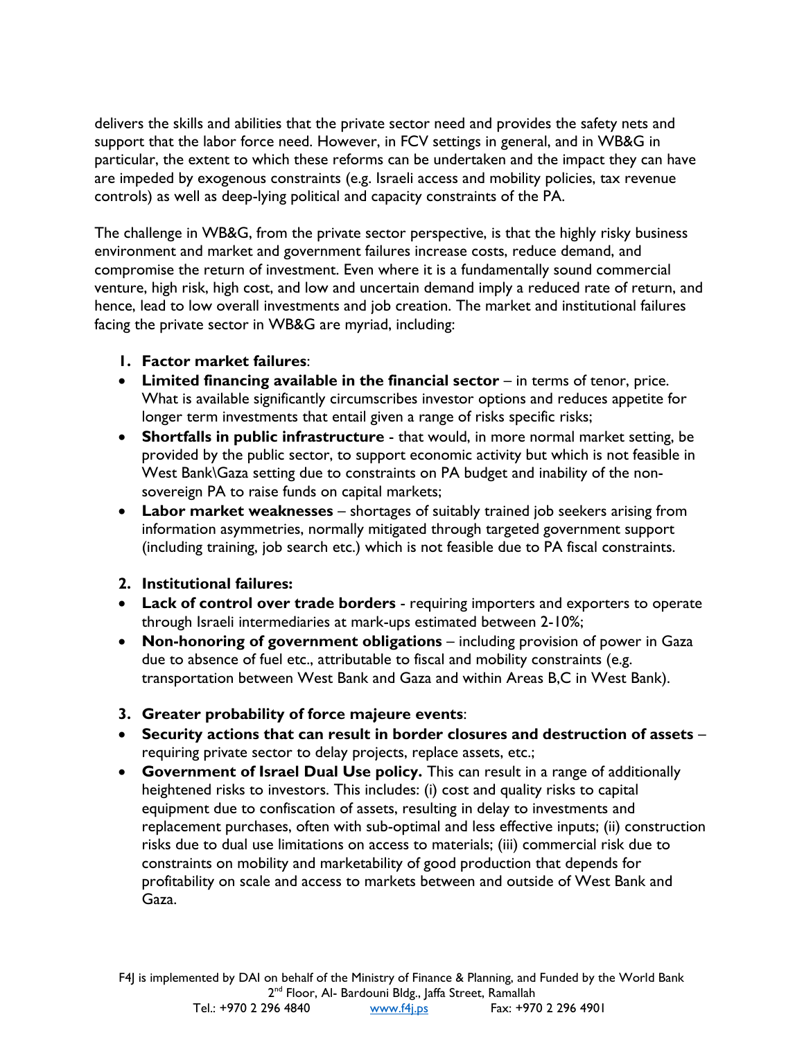delivers the skills and abilities that the private sector need and provides the safety nets and support that the labor force need. However, in FCV settings in general, and in WB&G in particular, the extent to which these reforms can be undertaken and the impact they can have are impeded by exogenous constraints (e.g. Israeli access and mobility policies, tax revenue controls) as well as deep-lying political and capacity constraints of the PA.

The challenge in WB&G, from the private sector perspective, is that the highly risky business environment and market and government failures increase costs, reduce demand, and compromise the return of investment. Even where it is a fundamentally sound commercial venture, high risk, high cost, and low and uncertain demand imply a reduced rate of return, and hence, lead to low overall investments and job creation. The market and institutional failures facing the private sector in WB&G are myriad, including:

1. **Factor market failures**:

- **Limited financing available in the financial sector** – in terms of tenor, price. What is available significantly circumscribes investor options and reduces appetite for longer term investments that entail given a range of risks specific risks;
- **Shortfalls in public infrastructure** - that would, in more normal market setting, be provided by the public sector, to support economic activity but which is not feasible in West Bank\Gaza setting due to constraints on PA budget and inability of the non-sovereign PA to raise funds on capital markets;
- **Labor market weaknesses** – shortages of suitably trained job seekers arising from information asymmetries, normally mitigated through targeted government support (including training, job search etc.) which is not feasible due to PA fiscal constraints.

2. **Institutional failures:**

- **Lack of control over trade borders** - requiring importers and exporters to operate through Israeli intermediaries at mark-ups estimated between 2-10%;
- **Non-honoring of government obligations** – including provision of power in Gaza due to absence of fuel etc., attributable to fiscal and mobility constraints (e.g. transportation between West Bank and Gaza and within Areas B,C in West Bank).

3. **Greater probability of force majeure events**:

- **Security actions that can result in border closures and destruction of assets** – requiring private sector to delay projects, replace assets, etc.;
- **Government of Israel Dual Use policy.** This can result in a range of additionally heightened risks to investors. This includes: (i) cost and quality risks to capital equipment due to confiscation of assets, resulting in delay to investments and replacement purchases, often with sub-optimal and less effective inputs; (ii) construction risks due to dual use limitations on access to materials; (iii) commercial risk due to constraints on mobility and marketability of good production that depends for profitability on scale and access to markets between and outside of West Bank and Gaza.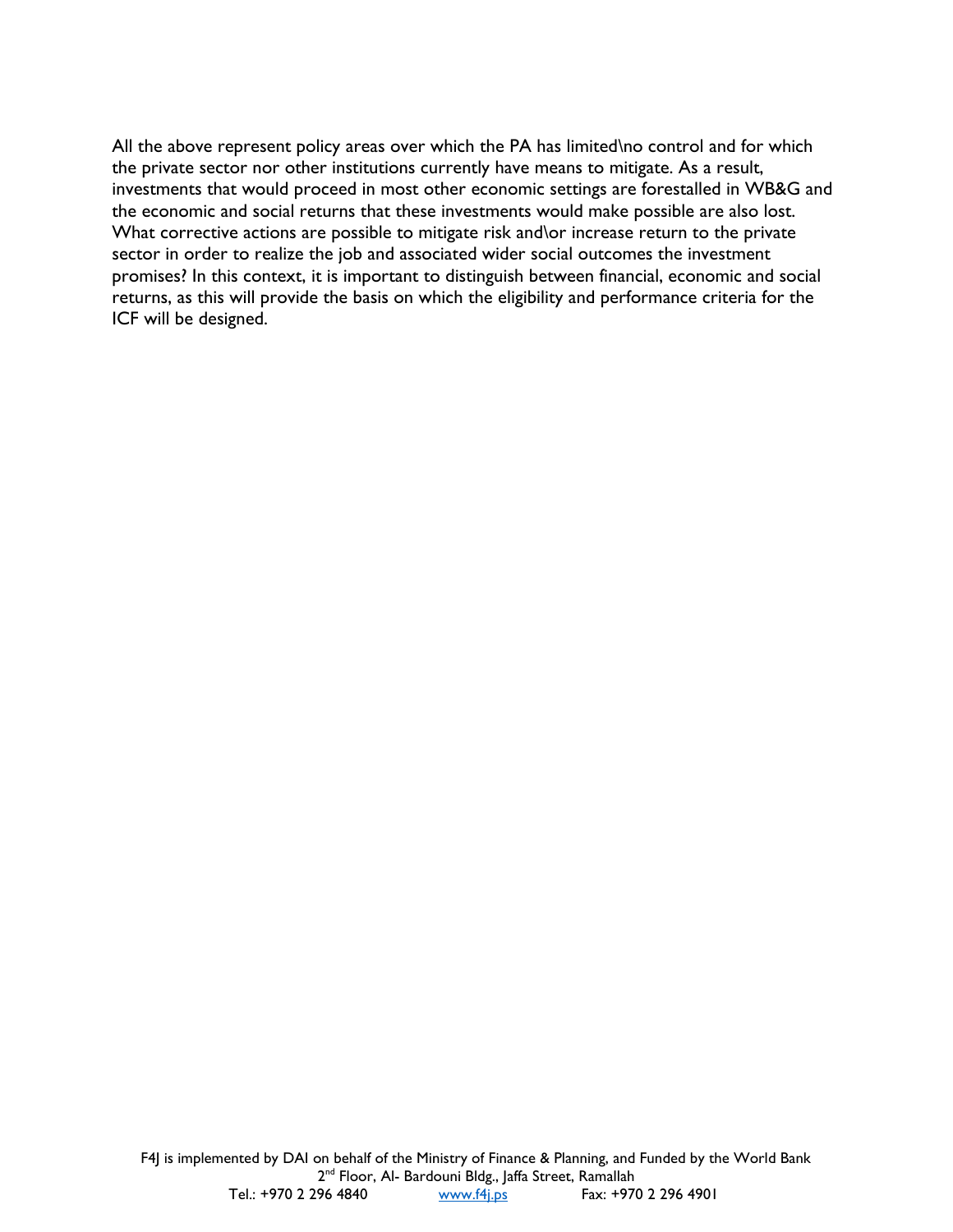All the above represent policy areas over which the PA has limited\no control and for which the private sector nor other institutions currently have means to mitigate. As a result, investments that would proceed in most other economic settings are forestalled in WB&G and the economic and social returns that these investments would make possible are also lost. What corrective actions are possible to mitigate risk and\or increase return to the private sector in order to realize the job and associated wider social outcomes the investment promises? In this context, it is important to distinguish between financial, economic and social returns, as this will provide the basis on which the eligibility and performance criteria for the ICF will be designed.